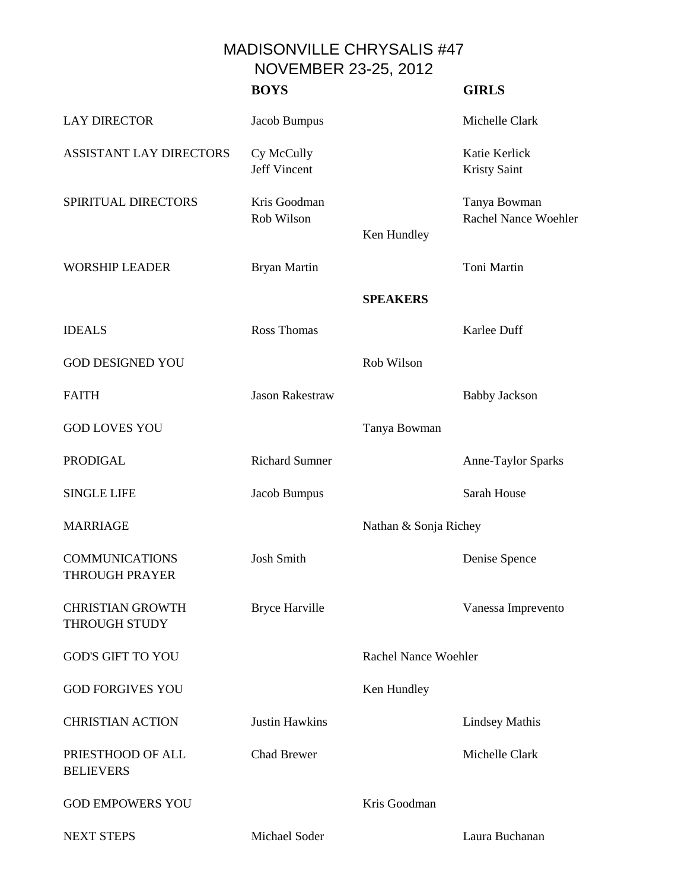# MADISONVILLE CHRYSALIS #47
## NOVEMBER 23-25, 2012

| | BOYS | | GIRLS |
|---|---|---|---|
| LAY DIRECTOR | Jacob Bumpus | | Michelle Clark |
| ASSISTANT LAY DIRECTORS | Cy McCully<br>Jeff Vincent | | Katie Kerlick<br>Kristy Saint |
| SPIRITUAL DIRECTORS | Kris Goodman<br>Rob Wilson | Ken Hundley | Tanya Bowman<br>Rachel Nance Woehler |
| WORSHIP LEADER | Bryan Martin | | Toni Martin |
| | | **SPEAKERS** | |
| IDEALS | Ross Thomas | | Karlee Duff |
| GOD DESIGNED YOU | | Rob Wilson | |
| FAITH | Jason Rakestraw | | Babby Jackson |
| GOD LOVES YOU | | Tanya Bowman | |
| PRODIGAL | Richard Sumner | | Anne-Taylor Sparks |
| SINGLE LIFE | Jacob Bumpus | | Sarah House |
| MARRIAGE | | Nathan & Sonja Richey | |
| COMMUNICATIONS THROUGH PRAYER | Josh Smith | | Denise Spence |
| CHRISTIAN GROWTH THROUGH STUDY | Bryce Harville | | Vanessa Imprevento |
| GOD'S GIFT TO YOU | | Rachel Nance Woehler | |
| GOD FORGIVES YOU | | Ken Hundley | |
| CHRISTIAN ACTION | Justin Hawkins | | Lindsey Mathis |
| PRIESTHOOD OF ALL BELIEVERS | Chad Brewer | | Michelle Clark |
| GOD EMPOWERS YOU | | Kris Goodman | |
| NEXT STEPS | Michael Soder | | Laura Buchanan |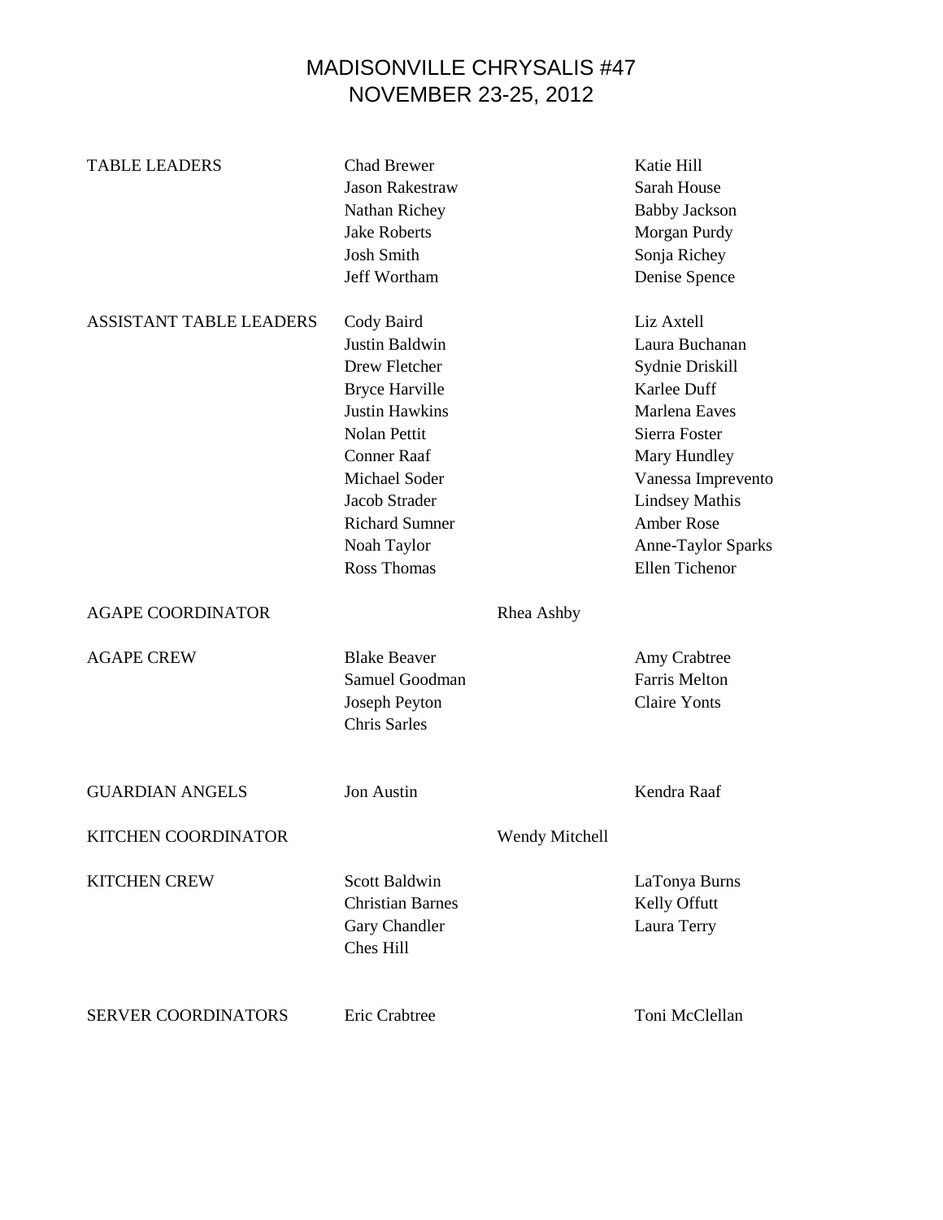# MADISONVILLE CHRYSALIS #47
## NOVEMBER 23-25, 2012

| | | | |
|---|---|---|---|
| TABLE LEADERS | Chad Brewer | | Katie Hill |
| | Jason Rakestraw | | Sarah House |
| | Nathan Richey | | Babby Jackson |
| | Jake Roberts | | Morgan Purdy |
| | Josh Smith | | Sonja Richey |
| | Jeff Wortham | | Denise Spence |
| ASSISTANT TABLE LEADERS | Cody Baird | | Liz Axtell |
| | Justin Baldwin | | Laura Buchanan |
| | Drew Fletcher | | Sydnie Driskill |
| | Bryce Harville | | Karlee Duff |
| | Justin Hawkins | | Marlena Eaves |
| | Nolan Pettit | | Sierra Foster |
| | Conner Raaf | | Mary Hundley |
| | Michael Soder | | Vanessa Imprevento |
| | Jacob Strader | | Lindsey Mathis |
| | Richard Sumner | | Amber Rose |
| | Noah Taylor | | Anne-Taylor Sparks |
| | Ross Thomas | | Ellen Tichenor |
| AGAPE COORDINATOR | | Rhea Ashby | |
| AGAPE CREW | Blake Beaver | | Amy Crabtree |
| | Samuel Goodman | | Farris Melton |
| | Joseph Peyton | | Claire Yonts |
| | Chris Sarles | | |
| GUARDIAN ANGELS | Jon Austin | | Kendra Raaf |
| KITCHEN COORDINATOR | | Wendy Mitchell | |
| KITCHEN CREW | Scott Baldwin | | LaTonya Burns |
| | Christian Barnes | | Kelly Offutt |
| | Gary Chandler | | Laura Terry |
| | Ches Hill | | |
| SERVER COORDINATORS | Eric Crabtree | | Toni McClellan |